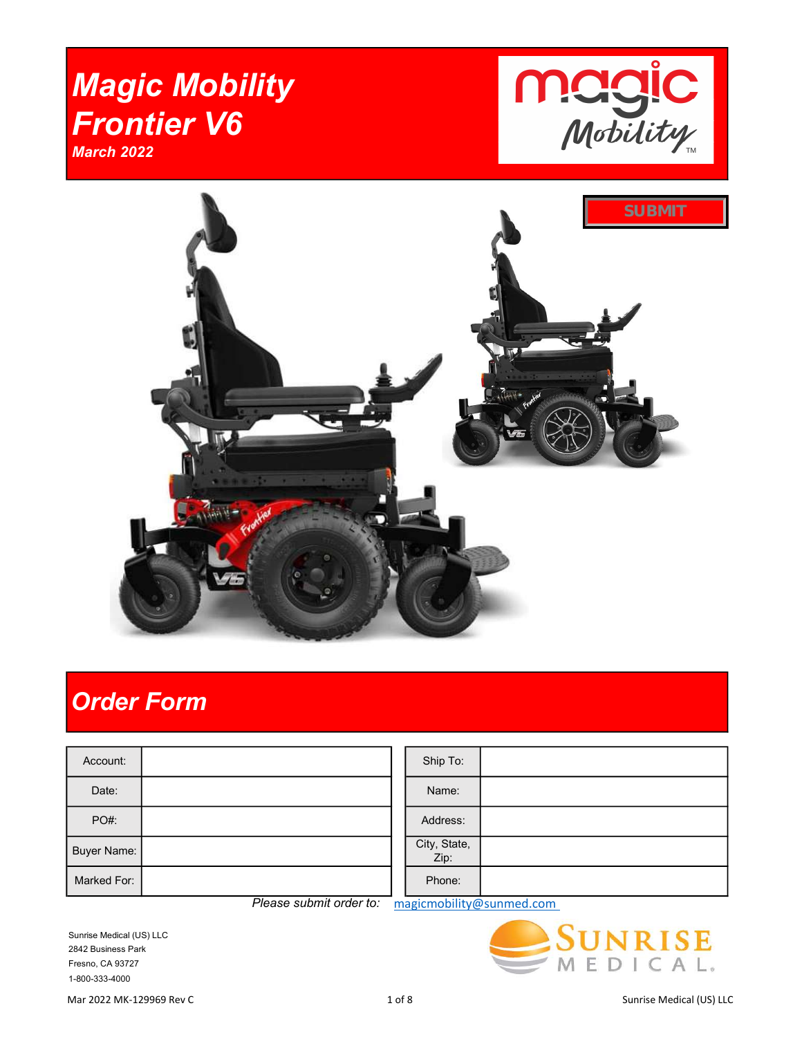# Magic Mobility Frontier V6

*March 2022*

SUBMIT

## Order Form

| Account: | |
|---|---|
| Date: | |
| PO#: | |
| Buyer Name: | |
| Marked For: | |

| Ship To: | |
|---|---|
| Name: | |
| Address: | |
| City, State, Zip: | |
| Phone: | |

*Please submit order to:* magicmobility@sunmed.com

Sunrise Medical (US) LLC
2842 Business Park
Fresno, CA 93727
1-800-333-4000

Mar 2022 MK-129969 Rev C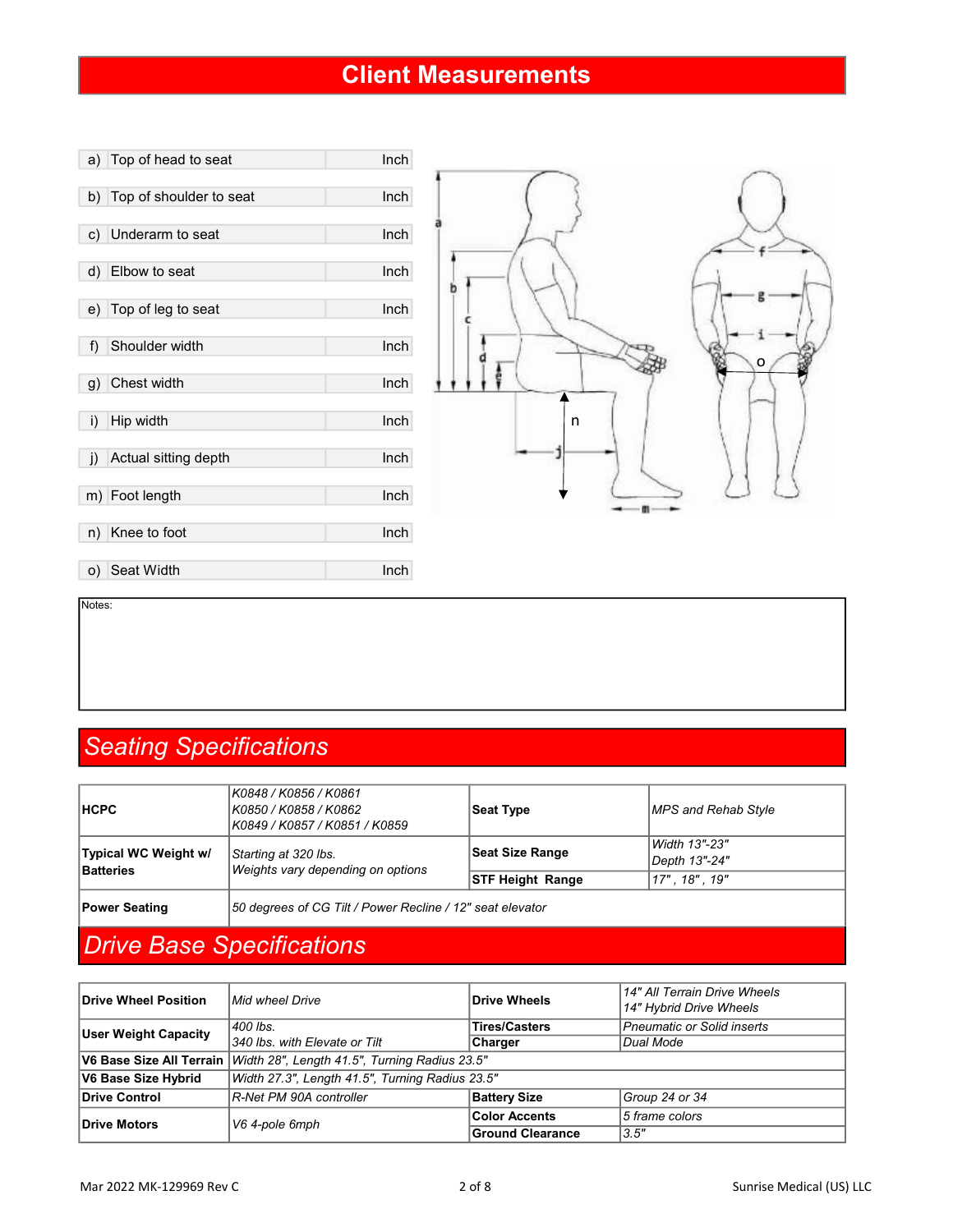# Client Measurements

| | | |
|---|---|---|
| a) | Top of head to seat | Inch |
| b) | Top of shoulder to seat | Inch |
| c) | Underarm to seat | Inch |
| d) | Elbow to seat | Inch |
| e) | Top of leg to seat | Inch |
| f) | Shoulder width | Inch |
| g) | Chest width | Inch |
| i) | Hip width | Inch |
| j) | Actual sitting depth | Inch |
| m) | Foot length | Inch |
| n) | Knee to foot | Inch |
| o) | Seat Width | Inch |

Notes:

## *Seating Specifications*

| | | | |
|---|---|---|---|
| **HCPC** | *K0848 / K0856 / K0861<br>K0850 / K0858 / K0862<br>K0849 / K0857 / K0851 / K0859* | **Seat Type** | *MPS and Rehab Style* |
| **Typical WC Weight w/ Batteries** | *Starting at 320 lbs.<br>Weights vary depending on options* | **Seat Size Range** | *Width 13"-23"<br>Depth 13"-24"* |
| | | **STF Height Range** | *17" , 18" , 19"* |
| **Power Seating** | *50 degrees of CG Tilt / Power Recline / 12" seat elevator* | | |

## *Drive Base Specifications*

| | | | |
|---|---|---|---|
| **Drive Wheel Position** | *Mid wheel Drive* | **Drive Wheels** | *14" All Terrain Drive Wheels<br>14" Hybrid Drive Wheels* |
| **User Weight Capacity** | *400 lbs.<br>340 lbs. with Elevate or Tilt* | **Tires/Casters** | *Pneumatic or Solid inserts* |
| | | **Charger** | *Dual Mode* |
| **V6 Base Size All Terrain** | *Width 28", Length 41.5", Turning Radius 23.5"* | | |
| **V6 Base Size Hybrid** | *Width 27.3", Length 41.5", Turning Radius 23.5"* | | |
| **Drive Control** | *R-Net PM 90A controller* | **Battery Size** | *Group 24 or 34* |
| **Drive Motors** | *V6 4-pole 6mph* | **Color Accents** | *5 frame colors* |
| | | **Ground Clearance** | *3.5"* |

Mar 2022 MK-129969 Rev C

Sunrise Medical (US) LLC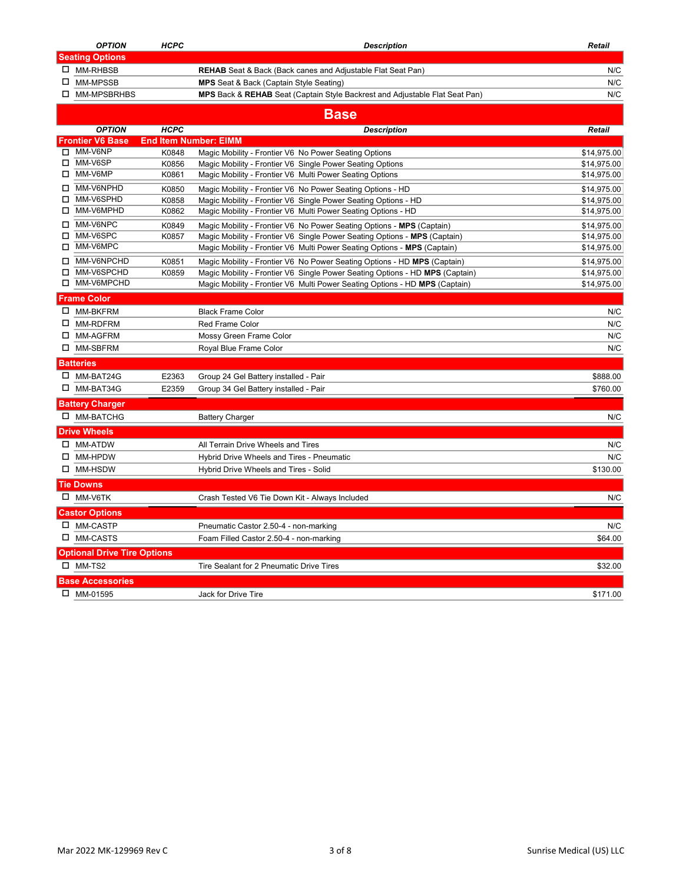| OPTION | HCPC | Description | Retail |
|---|---|---|---|
| **Seating Options** | | | |
| ☐ MM-RHBSB | | **REHAB** Seat & Back (Back canes and Adjustable Flat Seat Pan) | N/C |
| ☐ MM-MPSSB | | **MPS** Seat & Back (Captain Style Seating) | N/C |
| ☐ MM-MPSBRHBS | | **MPS** Back & **REHAB** Seat (Captain Style Backrest and Adjustable Flat Seat Pan) | N/C |

# Base

| OPTION | HCPC | Description | Retail |
|---|---|---|---|
| **Frontier V6 Base** | | **End Item Number: EIMM** | |
| ☐ MM-V6NP | K0848 | Magic Mobility - Frontier V6 No Power Seating Options | $14,975.00 |
| ☐ MM-V6SP | K0856 | Magic Mobility - Frontier V6 Single Power Seating Options | $14,975.00 |
| ☐ MM-V6MP | K0861 | Magic Mobility - Frontier V6 Multi Power Seating Options | $14,975.00 |
| ☐ MM-V6NPHD | K0850 | Magic Mobility - Frontier V6 No Power Seating Options - HD | $14,975.00 |
| ☐ MM-V6SPHD | K0858 | Magic Mobility - Frontier V6 Single Power Seating Options - HD | $14,975.00 |
| ☐ MM-V6MPHD | K0862 | Magic Mobility - Frontier V6 Multi Power Seating Options - HD | $14,975.00 |
| ☐ MM-V6NPC | K0849 | Magic Mobility - Frontier V6 No Power Seating Options - **MPS** (Captain) | $14,975.00 |
| ☐ MM-V6SPC | K0857 | Magic Mobility - Frontier V6 Single Power Seating Options - **MPS** (Captain) | $14,975.00 |
| ☐ MM-V6MPC | | Magic Mobility - Frontier V6 Multi Power Seating Options - **MPS** (Captain) | $14,975.00 |
| ☐ MM-V6NPCHD | K0851 | Magic Mobility - Frontier V6 No Power Seating Options - HD **MPS** (Captain) | $14,975.00 |
| ☐ MM-V6SPCHD | K0859 | Magic Mobility - Frontier V6 Single Power Seating Options - HD **MPS** (Captain) | $14,975.00 |
| ☐ MM-V6MPCHD | | Magic Mobility - Frontier V6 Multi Power Seating Options - HD **MPS** (Captain) | $14,975.00 |
| **Frame Color** | | | |
| ☐ MM-BKFRM | | Black Frame Color | N/C |
| ☐ MM-RDFRM | | Red Frame Color | N/C |
| ☐ MM-AGFRM | | Mossy Green Frame Color | N/C |
| ☐ MM-SBFRM | | Royal Blue Frame Color | N/C |
| **Batteries** | | | |
| ☐ MM-BAT24G | E2363 | Group 24 Gel Battery installed - Pair | $888.00 |
| ☐ MM-BAT34G | E2359 | Group 34 Gel Battery installed - Pair | $760.00 |
| **Battery Charger** | | | |
| ☐ MM-BATCHG | | Battery Charger | N/C |
| **Drive Wheels** | | | |
| ☐ MM-ATDW | | All Terrain Drive Wheels and Tires | N/C |
| ☐ MM-HPDW | | Hybrid Drive Wheels and Tires - Pneumatic | N/C |
| ☐ MM-HSDW | | Hybrid Drive Wheels and Tires - Solid | $130.00 |
| **Tie Downs** | | | |
| ☐ MM-V6TK | | Crash Tested V6 Tie Down Kit - Always Included | N/C |
| **Castor Options** | | | |
| ☐ MM-CASTP | | Pneumatic Castor 2.50-4 - non-marking | N/C |
| ☐ MM-CASTS | | Foam Filled Castor 2.50-4 - non-marking | $64.00 |
| **Optional Drive Tire Options** | | | |
| ☐ MM-TS2 | | Tire Sealant for 2 Pneumatic Drive Tires | $32.00 |
| **Base Accessories** | | | |
| ☐ MM-01595 | | Jack for Drive Tire | $171.00 |

Mar 2022 MK-129969 Rev C | Sunrise Medical (US) LLC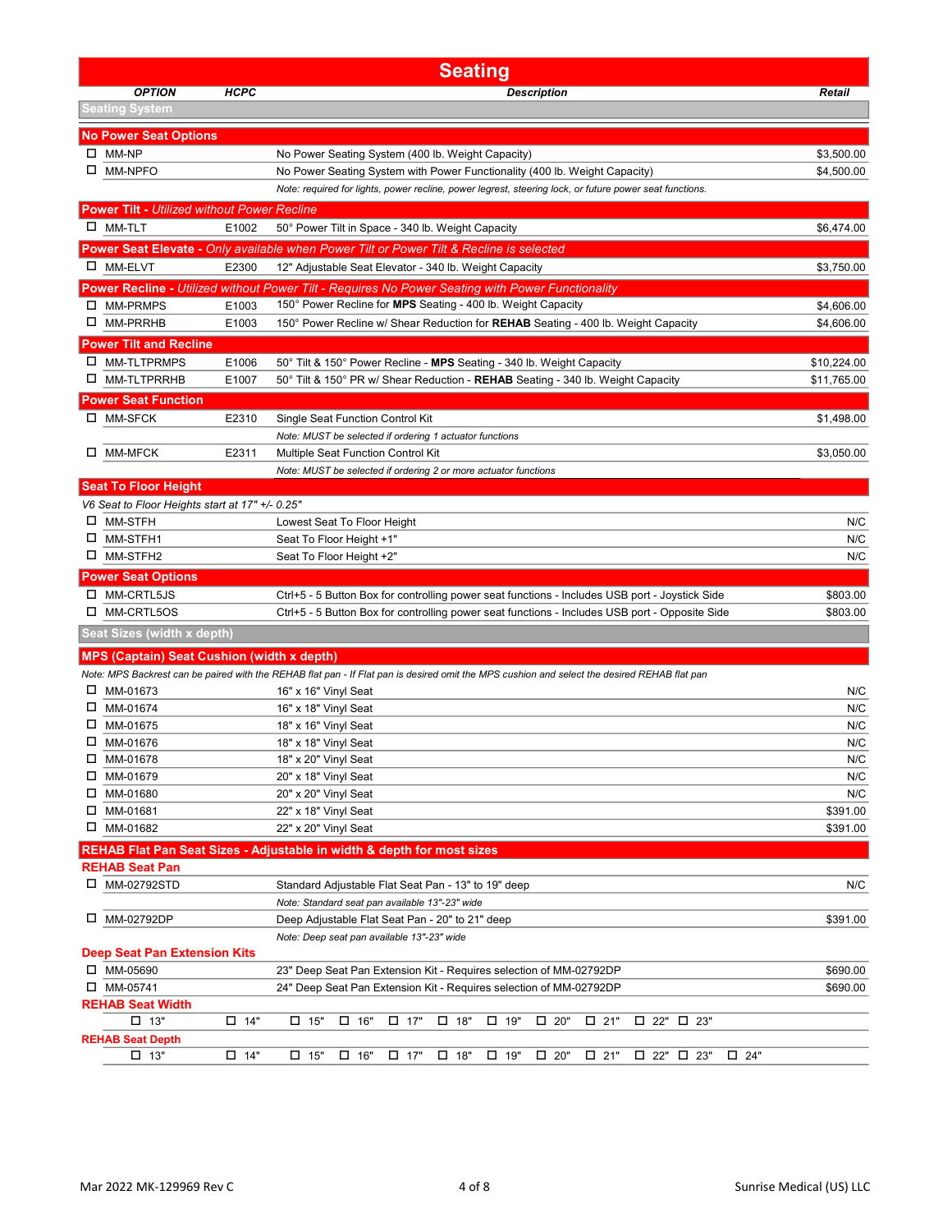# Seating

| OPTION | HCPC | Description | Retail |
|---|---|---|---|
| **Seating System** | | | |
| **No Power Seat Options** | | | |
| ☐ MM-NP | | No Power Seating System (400 lb. Weight Capacity) | $3,500.00 |
| ☐ MM-NPFO | | No Power Seating System with Power Functionality (400 lb. Weight Capacity) | $4,500.00 |
| | | *Note: required for lights, power recline, power legrest, steering lock, or future power seat functions.* | |
| **Power Tilt** - *Utilized without Power Recline* | | | |
| ☐ MM-TLT | E1002 | 50° Power Tilt in Space - 340 lb. Weight Capacity | $6,474.00 |
| **Power Seat Elevate** - *Only available when Power Tilt or Power Tilt & Recline is selected* | | | |
| ☐ MM-ELVT | E2300 | 12" Adjustable Seat Elevator - 340 lb. Weight Capacity | $3,750.00 |
| **Power Recline** - *Utilized without Power Tilt - Requires No Power Seating with Power Functionality* | | | |
| ☐ MM-PRMPS | E1003 | 150° Power Recline for **MPS** Seating - 400 lb. Weight Capacity | $4,606.00 |
| ☐ MM-PRRHB | E1003 | 150° Power Recline w/ Shear Reduction for **REHAB** Seating - 400 lb. Weight Capacity | $4,606.00 |
| **Power Tilt and Recline** | | | |
| ☐ MM-TLTPRMPS | E1006 | 50° Tilt & 150° Power Recline - **MPS** Seating - 340 lb. Weight Capacity | $10,224.00 |
| ☐ MM-TLTPRRHB | E1007 | 50° Tilt & 150° PR w/ Shear Reduction - **REHAB** Seating - 340 lb. Weight Capacity | $11,765.00 |
| **Power Seat Function** | | | |
| ☐ MM-SFCK | E2310 | Single Seat Function Control Kit | $1,498.00 |
| | | *Note: MUST be selected if ordering 1 actuator functions* | |
| ☐ MM-MFCK | E2311 | Multiple Seat Function Control Kit | $3,050.00 |
| | | *Note: MUST be selected if ordering 2 or more actuator functions* | |
| **Seat To Floor Height** | | | |
| *V6 Seat to Floor Heights start at 17" +/- 0.25"* | | | |
| ☐ MM-STFH | | Lowest Seat To Floor Height | N/C |
| ☐ MM-STFH1 | | Seat To Floor Height +1" | N/C |
| ☐ MM-STFH2 | | Seat To Floor Height +2" | N/C |
| **Power Seat Options** | | | |
| ☐ MM-CRTL5JS | | Ctrl+5 - 5 Button Box for controlling power seat functions - Includes USB port - Joystick Side | $803.00 |
| ☐ MM-CRTL5OS | | Ctrl+5 - 5 Button Box for controlling power seat functions - Includes USB port - Opposite Side | $803.00 |
| **Seat Sizes (width x depth)** | | | |
| **MPS (Captain) Seat Cushion (width x depth)** | | | |
| *Note: MPS Backrest can be paired with the REHAB flat pan - If Flat pan is desired omit the MPS cushion and select the desired REHAB flat pan* | | | |
| ☐ MM-01673 | | 16" x 16" Vinyl Seat | N/C |
| ☐ MM-01674 | | 16" x 18" Vinyl Seat | N/C |
| ☐ MM-01675 | | 18" x 16" Vinyl Seat | N/C |
| ☐ MM-01676 | | 18" x 18" Vinyl Seat | N/C |
| ☐ MM-01678 | | 18" x 20" Vinyl Seat | N/C |
| ☐ MM-01679 | | 20" x 18" Vinyl Seat | N/C |
| ☐ MM-01680 | | 20" x 20" Vinyl Seat | N/C |
| ☐ MM-01681 | | 22" x 18" Vinyl Seat | $391.00 |
| ☐ MM-01682 | | 22" x 20" Vinyl Seat | $391.00 |
| **REHAB Flat Pan Seat Sizes - Adjustable in width & depth for most sizes** | | | |
| **REHAB Seat Pan** | | | |
| ☐ MM-02792STD | | Standard Adjustable Flat Seat Pan - 13" to 19" deep | N/C |
| | | *Note: Standard seat pan available 13"-23" wide* | |
| ☐ MM-02792DP | | Deep Adjustable Flat Seat Pan - 20" to 21" deep | $391.00 |
| | | *Note: Deep seat pan available 13"-23" wide* | |
| **Deep Seat Pan Extension Kits** | | | |
| ☐ MM-05690 | | 23" Deep Seat Pan Extension Kit - Requires selection of MM-02792DP | $690.00 |
| ☐ MM-05741 | | 24" Deep Seat Pan Extension Kit - Requires selection of MM-02792DP | $690.00 |

**REHAB Seat Width**

☐ 13" ☐ 14" ☐ 15" ☐ 16" ☐ 17" ☐ 18" ☐ 19" ☐ 20" ☐ 21" ☐ 22" ☐ 23"

**REHAB Seat Depth**

☐ 13" ☐ 14" ☐ 15" ☐ 16" ☐ 17" ☐ 18" ☐ 19" ☐ 20" ☐ 21" ☐ 22" ☐ 23" ☐ 24"

Mar 2022 MK-129969 Rev C

Sunrise Medical (US) LLC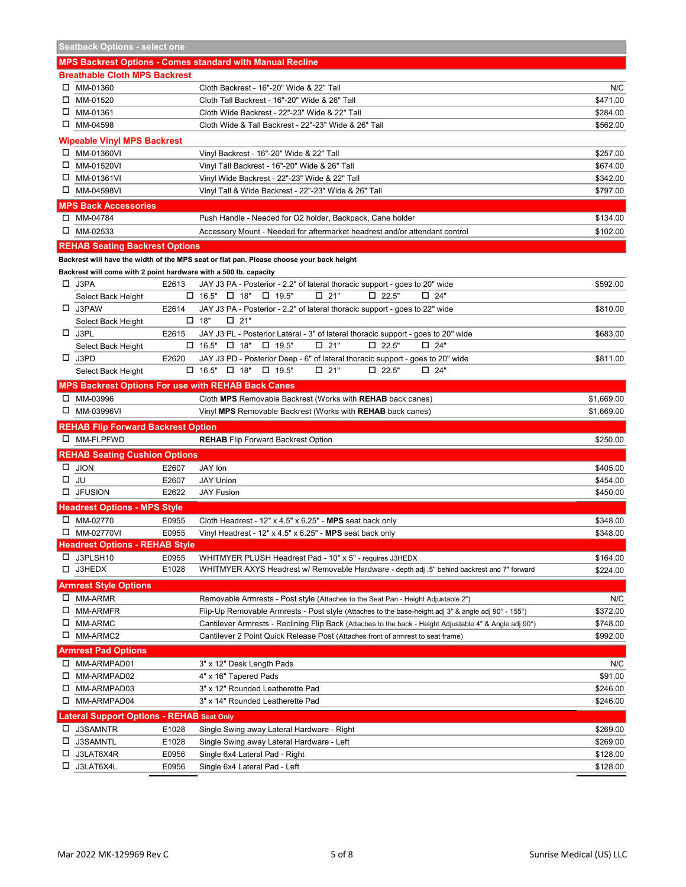## Seatback Options - select one

### MPS Backrest Options - Comes standard with Manual Recline

**Breathable Cloth MPS Backrest**

| | Part # | Description | Price |
|---|---|---|---|
| ☐ | MM-01360 | Cloth Backrest - 16"-20" Wide & 22" Tall | N/C |
| ☐ | MM-01520 | Cloth Tall Backrest - 16"-20" Wide & 26" Tall | $471.00 |
| ☐ | MM-01361 | Cloth Wide Backrest - 22"-23" Wide & 22" Tall | $284.00 |
| ☐ | MM-04598 | Cloth Wide & Tall Backrest - 22"-23" Wide & 26" Tall | $562.00 |

**Wipeable Vinyl MPS Backrest**

| | Part # | Description | Price |
|---|---|---|---|
| ☐ | MM-01360VI | Vinyl Backrest - 16"-20" Wide & 22" Tall | $257.00 |
| ☐ | MM-01520VI | Vinyl Tall Backrest - 16"-20" Wide & 26" Tall | $674.00 |
| ☐ | MM-01361VI | Vinyl Wide Backrest - 22"-23" Wide & 22" Tall | $342.00 |
| ☐ | MM-04598VI | Vinyl Tall & Wide Backrest - 22"-23" Wide & 26" Tall | $797.00 |

### MPS Back Accessories

| | Part # | Description | Price |
|---|---|---|---|
| ☐ | MM-04784 | Push Handle - Needed for O2 holder, Backpack, Cane holder | $134.00 |
| ☐ | MM-02533 | Accessory Mount - Needed for aftermarket headrest and/or attendant control | $102.00 |

### REHAB Seating Backrest Options

**Backrest will have the width of the MPS seat or flat pan. Please choose your back height**

**Backrest will come with 2 point hardware with a 500 lb. capacity**

| | Part # | HCPCS | Description | Price |
|---|---|---|---|---|
| ☐ | J3PA | E2613 | JAY J3 PA - Posterior - 2.2" of lateral thoracic support - goes to 20" wide | $592.00 |
| | Select Back Height | | ☐ 16.5" ☐ 18" ☐ 19.5" ☐ 21" ☐ 22.5" ☐ 24" | |
| ☐ | J3PAW | E2614 | JAY J3 PA - Posterior - 2.2" of lateral thoracic support - goes to 22" wide | $810.00 |
| | Select Back Height | | ☐ 18" ☐ 21" | |
| ☐ | J3PL | E2615 | JAY J3 PL - Posterior Lateral - 3" of lateral thoracic support - goes to 20" wide | $683.00 |
| | Select Back Height | | ☐ 16.5" ☐ 18" ☐ 19.5" ☐ 21" ☐ 22.5" ☐ 24" | |
| ☐ | J3PD | E2620 | JAY J3 PD - Posterior Deep - 6" of lateral thoracic support - goes to 20" wide | $811.00 |
| | Select Back Height | | ☐ 16.5" ☐ 18" ☐ 19.5" ☐ 21" ☐ 22.5" ☐ 24" | |

### MPS Backrest Options For use with REHAB Back Canes

| | Part # | Description | Price |
|---|---|---|---|
| ☐ | MM-03996 | Cloth **MPS** Removable Backrest (Works with **REHAB** back canes) | $1,669.00 |
| ☐ | MM-03996VI | Vinyl **MPS** Removable Backrest (Works with **REHAB** back canes) | $1,669.00 |

### REHAB Flip Forward Backrest Option

| | Part # | Description | Price |
|---|---|---|---|
| ☐ | MM-FLPFWD | **REHAB** Flip Forward Backrest Option | $250.00 |

### REHAB Seating Cushion Options

| | Part # | HCPCS | Description | Price |
|---|---|---|---|---|
| ☐ | JION | E2607 | JAY Ion | $405.00 |
| ☐ | JU | E2607 | JAY Union | $454.00 |
| ☐ | JFUSION | E2622 | JAY Fusion | $450.00 |

### Headrest Options - MPS Style

| | Part # | HCPCS | Description | Price |
|---|---|---|---|---|
| ☐ | MM-02770 | E0955 | Cloth Headrest - 12" x 4.5" x 6.25" - **MPS** seat back only | $348.00 |
| ☐ | MM-02770VI | E0955 | Vinyl Headrest - 12" x 4.5" x 6.25" - **MPS** seat back only | $348.00 |

### Headrest Options - REHAB Style

| | Part # | HCPCS | Description | Price |
|---|---|---|---|---|
| ☐ | J3PLSH10 | E0955 | WHITMYER PLUSH Headrest Pad - 10" x 5" - requires J3HEDX | $164.00 |
| ☐ | J3HEDX | E1028 | WHITMYER AXYS Headrest w/ Removable Hardware - depth adj .5" behind backrest and 7" forward | $224.00 |

### Armrest Style Options

| | Part # | Description | Price |
|---|---|---|---|
| ☐ | MM-ARMR | Removable Armrests - Post style (Attaches to the Seat Pan - Height Adjustable 2") | N/C |
| ☐ | MM-ARMFR | Flip-Up Removable Armrests - Post style (Attaches to the base-height adj 3" & angle adj 90° - 155°) | $372.00 |
| ☐ | MM-ARMC | Cantilever Armrests - Reclining Flip Back (Attaches to the back - Height Adjustable 4" & Angle adj 90°) | $748.00 |
| ☐ | MM-ARMC2 | Cantilever 2 Point Quick Release Post (Attaches front of armrest to seat frame) | $992.00 |

### Armrest Pad Options

| | Part # | Description | Price |
|---|---|---|---|
| ☐ | MM-ARMPAD01 | 3" x 12" Desk Length Pads | N/C |
| ☐ | MM-ARMPAD02 | 4" x 16" Tapered Pads | $91.00 |
| ☐ | MM-ARMPAD03 | 3" x 12" Rounded Leatherette Pad | $246.00 |
| ☐ | MM-ARMPAD04 | 3" x 14" Rounded Leatherette Pad | $246.00 |

### Lateral Support Options - REHAB Seat Only

| | Part # | HCPCS | Description | Price |
|---|---|---|---|---|
| ☐ | J3SAMNTR | E1028 | Single Swing away Lateral Hardware - Right | $269.00 |
| ☐ | J3SAMNTL | E1028 | Single Swing away Lateral Hardware - Left | $269.00 |
| ☐ | J3LAT6X4R | E0956 | Single 6x4 Lateral Pad - Right | $128.00 |
| ☐ | J3LAT6X4L | E0956 | Single 6x4 Lateral Pad - Left | $128.00 |

Mar 2022 MK-129969 Rev C

Sunrise Medical (US) LLC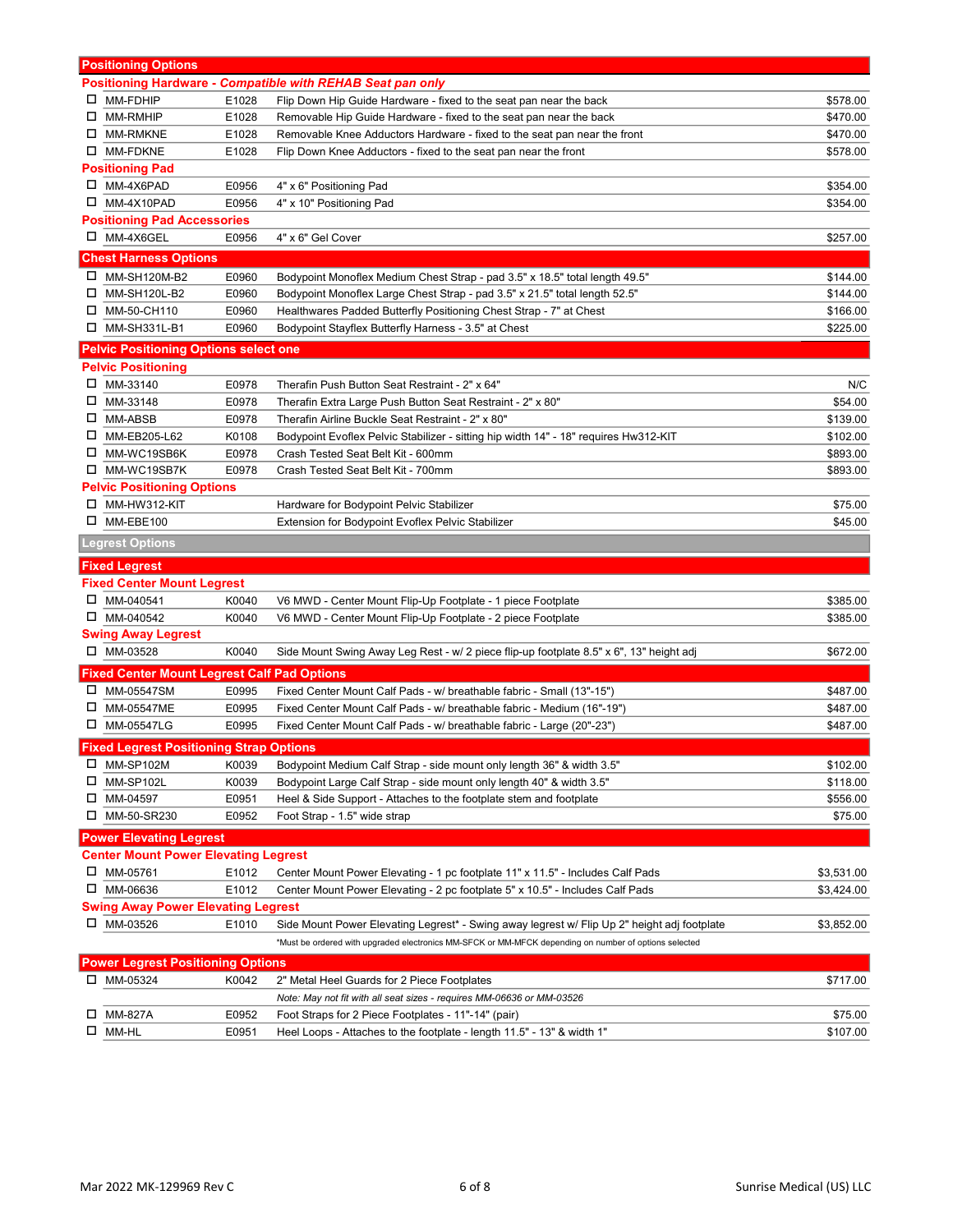## Positioning Options

### Positioning Hardware - *Compatible with REHAB Seat pan only*

| | Part # | Code | Description | Price |
|---|---|---|---|---|
| ☐ | MM-FDHIP | E1028 | Flip Down Hip Guide Hardware - fixed to the seat pan near the back | $578.00 |
| ☐ | MM-RMHIP | E1028 | Removable Hip Guide Hardware - fixed to the seat pan near the back | $470.00 |
| ☐ | MM-RMKNE | E1028 | Removable Knee Adductors Hardware - fixed to the seat pan near the front | $470.00 |
| ☐ | MM-FDKNE | E1028 | Flip Down Knee Adductors - fixed to the seat pan near the front | $578.00 |

### Positioning Pad

| | Part # | Code | Description | Price |
|---|---|---|---|---|
| ☐ | MM-4X6PAD | E0956 | 4" x 6" Positioning Pad | $354.00 |
| ☐ | MM-4X10PAD | E0956 | 4" x 10" Positioning Pad | $354.00 |

### Positioning Pad Accessories

| | Part # | Code | Description | Price |
|---|---|---|---|---|
| ☐ | MM-4X6GEL | E0956 | 4" x 6" Gel Cover | $257.00 |

## Chest Harness Options

| | Part # | Code | Description | Price |
|---|---|---|---|---|
| ☐ | MM-SH120M-B2 | E0960 | Bodypoint Monoflex Medium Chest Strap - pad 3.5" x 18.5" total length 49.5" | $144.00 |
| ☐ | MM-SH120L-B2 | E0960 | Bodypoint Monoflex Large Chest Strap - pad 3.5" x 21.5" total length 52.5" | $144.00 |
| ☐ | MM-50-CH110 | E0960 | Healthwares Padded Butterfly Positioning Chest Strap - 7" at Chest | $166.00 |
| ☐ | MM-SH331L-B1 | E0960 | Bodypoint Stayflex Butterfly Harness - 3.5" at Chest | $225.00 |

## Pelvic Positioning Options select one

### Pelvic Positioning

| | Part # | Code | Description | Price |
|---|---|---|---|---|
| ☐ | MM-33140 | E0978 | Therafin Push Button Seat Restraint - 2" x 64" | N/C |
| ☐ | MM-33148 | E0978 | Therafin Extra Large Push Button Seat Restraint - 2" x 80" | $54.00 |
| ☐ | MM-ABSB | E0978 | Therafin Airline Buckle Seat Restraint - 2" x 80" | $139.00 |
| ☐ | MM-EB205-L62 | K0108 | Bodypoint Evoflex Pelvic Stabilizer - sitting hip width 14" - 18" requires Hw312-KIT | $102.00 |
| ☐ | MM-WC19SB6K | E0978 | Crash Tested Seat Belt Kit - 600mm | $893.00 |
| ☐ | MM-WC19SB7K | E0978 | Crash Tested Seat Belt Kit - 700mm | $893.00 |

### Pelvic Positioning Options

| | Part # | Code | Description | Price |
|---|---|---|---|---|
| ☐ | MM-HW312-KIT | | Hardware for Bodypoint Pelvic Stabilizer | $75.00 |
| ☐ | MM-EBE100 | | Extension for Bodypoint Evoflex Pelvic Stabilizer | $45.00 |

## Legrest Options

## Fixed Legrest

### Fixed Center Mount Legrest

| | Part # | Code | Description | Price |
|---|---|---|---|---|
| ☐ | MM-040541 | K0040 | V6 MWD - Center Mount Flip-Up Footplate - 1 piece Footplate | $385.00 |
| ☐ | MM-040542 | K0040 | V6 MWD - Center Mount Flip-Up Footplate - 2 piece Footplate | $385.00 |

### Swing Away Legrest

| | Part # | Code | Description | Price |
|---|---|---|---|---|
| ☐ | MM-03528 | K0040 | Side Mount Swing Away Leg Rest - w/ 2 piece flip-up footplate 8.5" x 6", 13" height adj | $672.00 |

## Fixed Center Mount Legrest Calf Pad Options

| | Part # | Code | Description | Price |
|---|---|---|---|---|
| ☐ | MM-05547SM | E0995 | Fixed Center Mount Calf Pads - w/ breathable fabric - Small (13"-15") | $487.00 |
| ☐ | MM-05547ME | E0995 | Fixed Center Mount Calf Pads - w/ breathable fabric - Medium (16"-19") | $487.00 |
| ☐ | MM-05547LG | E0995 | Fixed Center Mount Calf Pads - w/ breathable fabric - Large (20"-23") | $487.00 |

## Fixed Legrest Positioning Strap Options

| | Part # | Code | Description | Price |
|---|---|---|---|---|
| ☐ | MM-SP102M | K0039 | Bodypoint Medium Calf Strap - side mount only length 36" & width 3.5" | $102.00 |
| ☐ | MM-SP102L | K0039 | Bodypoint Large Calf Strap - side mount only length 40" & width 3.5" | $118.00 |
| ☐ | MM-04597 | E0951 | Heel & Side Support - Attaches to the footplate stem and footplate | $556.00 |
| ☐ | MM-50-SR230 | E0952 | Foot Strap - 1.5" wide strap | $75.00 |

## Power Elevating Legrest

### Center Mount Power Elevating Legrest

| | Part # | Code | Description | Price |
|---|---|---|---|---|
| ☐ | MM-05761 | E1012 | Center Mount Power Elevating - 1 pc footplate 11" x 11.5" - Includes Calf Pads | $3,531.00 |
| ☐ | MM-06636 | E1012 | Center Mount Power Elevating - 2 pc footplate 5" x 10.5" - Includes Calf Pads | $3,424.00 |

### Swing Away Power Elevating Legrest

| | Part # | Code | Description | Price |
|---|---|---|---|---|
| ☐ | MM-03526 | E1010 | Side Mount Power Elevating Legrest* - Swing away legrest w/ Flip Up 2" height adj footplate | $3,852.00 |
| | | | *Must be ordered with upgraded electronics MM-SFCK or MM-MFCK depending on number of options selected | |

## Power Legrest Positioning Options

| | Part # | Code | Description | Price |
|---|---|---|---|---|
| ☐ | MM-05324 | K0042 | 2" Metal Heel Guards for 2 Piece Footplates | $717.00 |
| | | | *Note: May not fit with all seat sizes - requires MM-06636 or MM-03526* | |
| ☐ | MM-827A | E0952 | Foot Straps for 2 Piece Footplates - 11"-14" (pair) | $75.00 |
| ☐ | MM-HL | E0951 | Heel Loops - Attaches to the footplate - length 11.5" - 13" & width 1" | $107.00 |

Mar 2022 MK-129969 Rev C — Sunrise Medical (US) LLC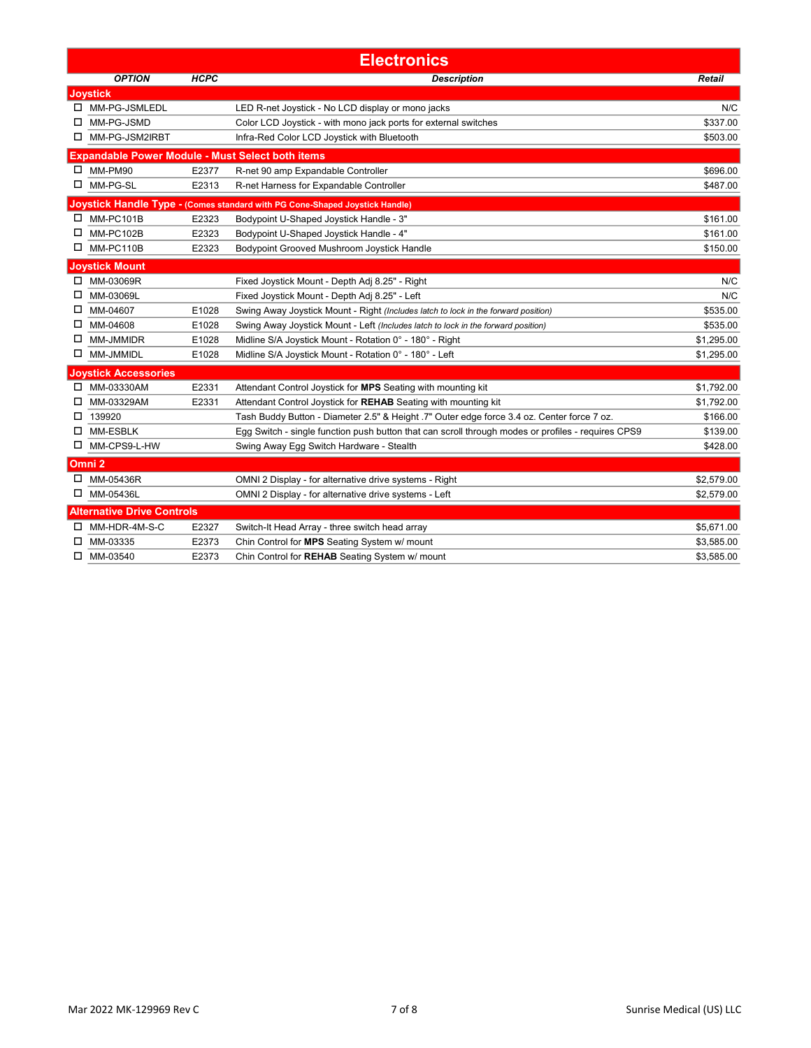# Electronics

| OPTION | HCPC | Description | Retail |
|---|---|---|---|
| **Joystick** | | | |
| ☐ MM-PG-JSMLEDL | | LED R-net Joystick - No LCD display or mono jacks | N/C |
| ☐ MM-PG-JSMD | | Color LCD Joystick - with mono jack ports for external switches | $337.00 |
| ☐ MM-PG-JSM2IRBT | | Infra-Red Color LCD Joystick with Bluetooth | $503.00 |
| **Expandable Power Module - Must Select both items** | | | |
| ☐ MM-PM90 | E2377 | R-net 90 amp Expandable Controller | $696.00 |
| ☐ MM-PG-SL | E2313 | R-net Harness for Expandable Controller | $487.00 |
| **Joystick Handle Type - (Comes standard with PG Cone-Shaped Joystick Handle)** | | | |
| ☐ MM-PC101B | E2323 | Bodypoint U-Shaped Joystick Handle - 3" | $161.00 |
| ☐ MM-PC102B | E2323 | Bodypoint U-Shaped Joystick Handle - 4" | $161.00 |
| ☐ MM-PC110B | E2323 | Bodypoint Grooved Mushroom Joystick Handle | $150.00 |
| **Joystick Mount** | | | |
| ☐ MM-03069R | | Fixed Joystick Mount - Depth Adj 8.25" - Right | N/C |
| ☐ MM-03069L | | Fixed Joystick Mount - Depth Adj 8.25" - Left | N/C |
| ☐ MM-04607 | E1028 | Swing Away Joystick Mount - Right *(Includes latch to lock in the forward position)* | $535.00 |
| ☐ MM-04608 | E1028 | Swing Away Joystick Mount - Left *(Includes latch to lock in the forward position)* | $535.00 |
| ☐ MM-JMMIDR | E1028 | Midline S/A Joystick Mount - Rotation 0° - 180° - Right | $1,295.00 |
| ☐ MM-JMMIDL | E1028 | Midline S/A Joystick Mount - Rotation 0° - 180° - Left | $1,295.00 |
| **Joystick Accessories** | | | |
| ☐ MM-03330AM | E2331 | Attendant Control Joystick for **MPS** Seating with mounting kit | $1,792.00 |
| ☐ MM-03329AM | E2331 | Attendant Control Joystick for **REHAB** Seating with mounting kit | $1,792.00 |
| ☐ 139920 | | Tash Buddy Button - Diameter 2.5" & Height .7" Outer edge force 3.4 oz. Center force 7 oz. | $166.00 |
| ☐ MM-ESBLK | | Egg Switch - single function push button that can scroll through modes or profiles - requires CPS9 | $139.00 |
| ☐ MM-CPS9-L-HW | | Swing Away Egg Switch Hardware - Stealth | $428.00 |
| **Omni 2** | | | |
| ☐ MM-05436R | | OMNI 2 Display - for alternative drive systems - Right | $2,579.00 |
| ☐ MM-05436L | | OMNI 2 Display - for alternative drive systems - Left | $2,579.00 |
| **Alternative Drive Controls** | | | |
| ☐ MM-HDR-4M-S-C | E2327 | Switch-It Head Array - three switch head array | $5,671.00 |
| ☐ MM-03335 | E2373 | Chin Control for **MPS** Seating System w/ mount | $3,585.00 |
| ☐ MM-03540 | E2373 | Chin Control for **REHAB** Seating System w/ mount | $3,585.00 |

Mar 2022 MK-129969 Rev C

Sunrise Medical (US) LLC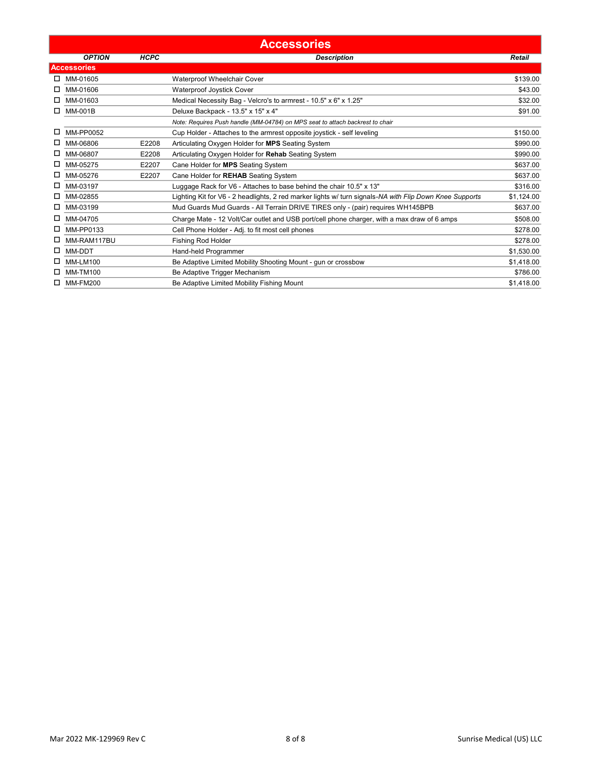# Accessories

| | OPTION | HCPC | Description | Retail |
|---|---|---|---|---|
| **Accessories** | | | | |
| ☐ | MM-01605 | | Waterproof Wheelchair Cover | $139.00 |
| ☐ | MM-01606 | | Waterproof Joystick Cover | $43.00 |
| ☐ | MM-01603 | | Medical Necessity Bag - Velcro's to armrest - 10.5" x 6" x 1.25" | $32.00 |
| ☐ | MM-001B | | Deluxe Backpack - 13.5" x 15" x 4" | $91.00 |
| | | | *Note: Requires Push handle (MM-04784) on MPS seat to attach backrest to chair* | |
| ☐ | MM-PP0052 | | Cup Holder - Attaches to the armrest opposite joystick - self leveling | $150.00 |
| ☐ | MM-06806 | E2208 | Articulating Oxygen Holder for **MPS** Seating System | $990.00 |
| ☐ | MM-06807 | E2208 | Articulating Oxygen Holder for **Rehab** Seating System | $990.00 |
| ☐ | MM-05275 | E2207 | Cane Holder for **MPS** Seating System | $637.00 |
| ☐ | MM-05276 | E2207 | Cane Holder for **REHAB** Seating System | $637.00 |
| ☐ | MM-03197 | | Luggage Rack for V6 - Attaches to base behind the chair 10.5" x 13" | $316.00 |
| ☐ | MM-02855 | | Lighting Kit for V6 - 2 headlights, 2 red marker lights w/ turn signals-*NA with Flip Down Knee Supports* | $1,124.00 |
| ☐ | MM-03199 | | Mud Guards Mud Guards - All Terrain DRIVE TIRES only - (pair) requires WH145BPB | $637.00 |
| ☐ | MM-04705 | | Charge Mate - 12 Volt/Car outlet and USB port/cell phone charger, with a max draw of 6 amps | $508.00 |
| ☐ | MM-PP0133 | | Cell Phone Holder - Adj. to fit most cell phones | $278.00 |
| ☐ | MM-RAM117BU | | Fishing Rod Holder | $278.00 |
| ☐ | MM-DDT | | Hand-held Programmer | $1,530.00 |
| ☐ | MM-LM100 | | Be Adaptive Limited Mobility Shooting Mount - gun or crossbow | $1,418.00 |
| ☐ | MM-TM100 | | Be Adaptive Trigger Mechanism | $786.00 |
| ☐ | MM-FM200 | | Be Adaptive Limited Mobility Fishing Mount | $1,418.00 |

Mar 2022 MK-129969 Rev C

Sunrise Medical (US) LLC